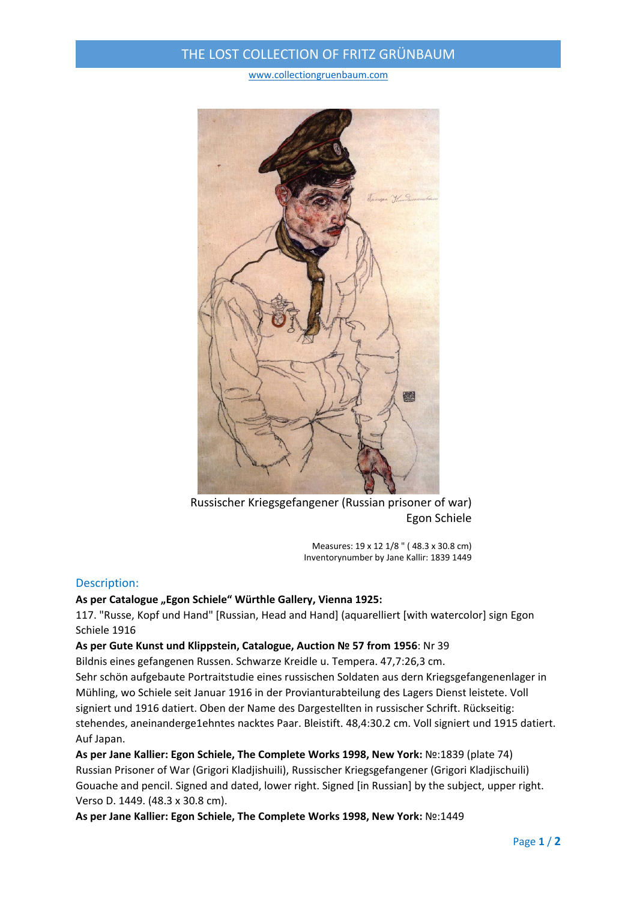# THE LOST COLLECTION OF FRITZ GRÜNBAUM

www.collectiongruenbaum.com

Russischer Kriegsgefangener (Russian prisoner of war)
Egon Schiele

Measures: 19 x 12 1/8 " ( 48.3 x 30.8 cm)
Inventorynumber by Jane Kallir: 1839 1449

## Description:

**As per Catalogue „Egon Schiele" Würthle Gallery, Vienna 1925:**
117. "Russe, Kopf und Hand" [Russian, Head and Hand] (aquarelliert [with watercolor] sign Egon Schiele 1916

**As per Gute Kunst und Klippstein, Catalogue, Auction № 57 from 1956**: Nr 39
Bildnis eines gefangenen Russen. Schwarze Kreidle u. Tempera. 47,7:26,3 cm.
Sehr schön aufgebaute Portraitstudie eines russischen Soldaten aus dern Kriegsgefangenenlager in Mühling, wo Schiele seit Januar 1916 in der Provianturabteilung des Lagers Dienst leistete. Voll signiert und 1916 datiert. Oben der Name des Dargestellten in russischer Schrift. Rückseitig: stehendes, aneinanderge1ehntes nacktes Paar. Bleistift. 48,4:30.2 cm. Voll signiert und 1915 datiert. Auf Japan.

**As per Jane Kallier: Egon Schiele, The Complete Works 1998, New York:** №:1839 (plate 74)
Russian Prisoner of War (Grigori Kladjishuili), Russischer Kriegsgefangener (Grigori Kladjischuili)
Gouache and pencil. Signed and dated, lower right. Signed [in Russian] by the subject, upper right. Verso D. 1449. (48.3 x 30.8 cm).

**As per Jane Kallier: Egon Schiele, The Complete Works 1998, New York:** №:1449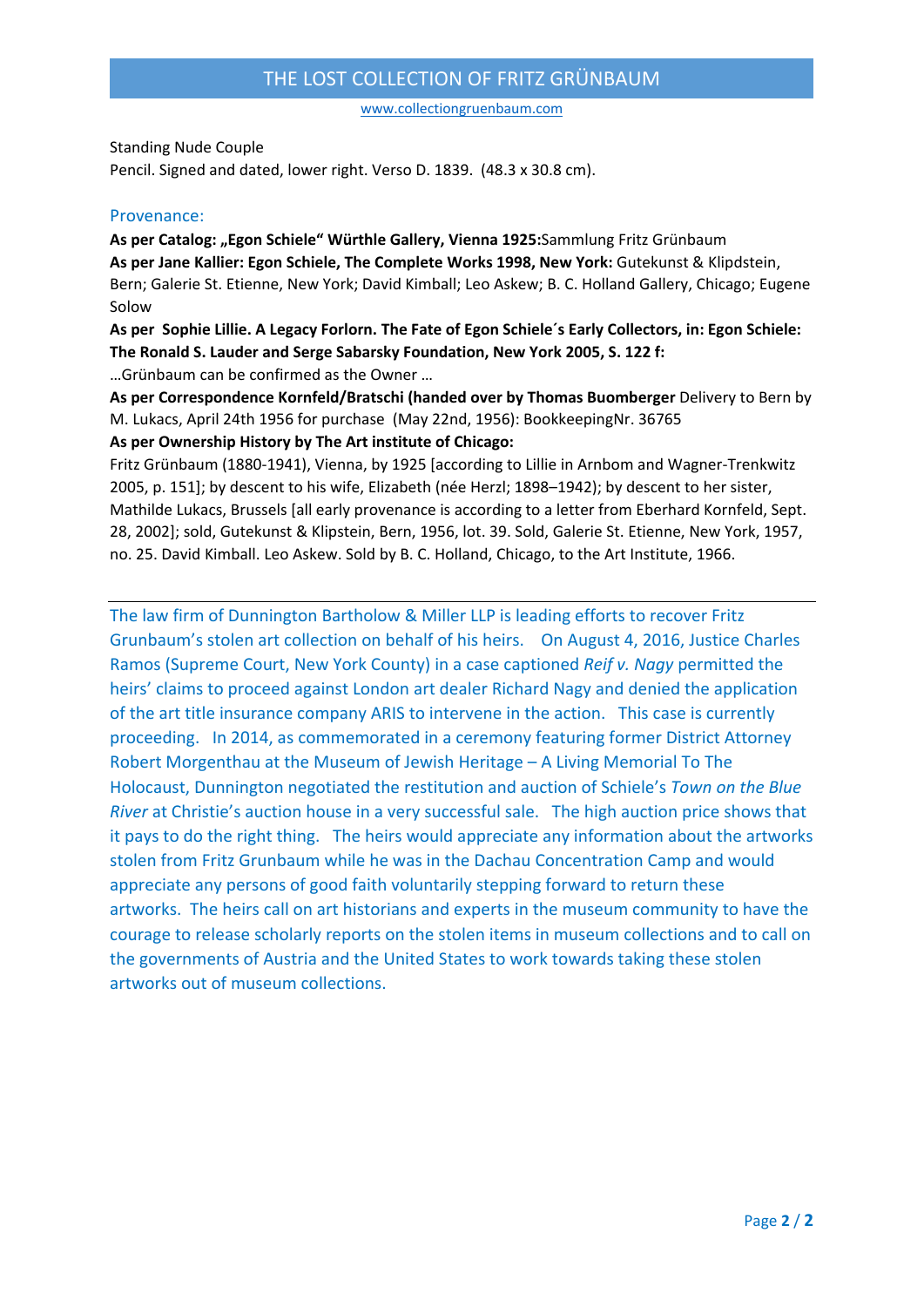Standing Nude Couple

Pencil. Signed and dated, lower right. Verso D. 1839. (48.3 x 30.8 cm).

## Provenance:

**As per Catalog: „Egon Schiele" Würthle Gallery, Vienna 1925:** Sammlung Fritz Grünbaum

**As per Jane Kallier: Egon Schiele, The Complete Works 1998, New York:** Gutekunst & Klipdstein, Bern; Galerie St. Etienne, New York; David Kimball; Leo Askew; B. C. Holland Gallery, Chicago; Eugene Solow

**As per Sophie Lillie. A Legacy Forlorn. The Fate of Egon Schiele´s Early Collectors, in: Egon Schiele: The Ronald S. Lauder and Serge Sabarsky Foundation, New York 2005, S. 122 f:**

…Grünbaum can be confirmed as the Owner …

**As per Correspondence Kornfeld/Bratschi (handed over by Thomas Buomberger** Delivery to Bern by M. Lukacs, April 24th 1956 for purchase (May 22nd, 1956): BookkeepingNr. 36765

**As per Ownership History by The Art institute of Chicago:**

Fritz Grünbaum (1880-1941), Vienna, by 1925 [according to Lillie in Arnbom and Wagner-Trenkwitz 2005, p. 151]; by descent to his wife, Elizabeth (née Herzl; 1898–1942); by descent to her sister, Mathilde Lukacs, Brussels [all early provenance is according to a letter from Eberhard Kornfeld, Sept. 28, 2002]; sold, Gutekunst & Klipstein, Bern, 1956, lot. 39. Sold, Galerie St. Etienne, New York, 1957, no. 25. David Kimball. Leo Askew. Sold by B. C. Holland, Chicago, to the Art Institute, 1966.

---

The law firm of Dunnington Bartholow & Miller LLP is leading efforts to recover Fritz Grunbaum's stolen art collection on behalf of his heirs. On August 4, 2016, Justice Charles Ramos (Supreme Court, New York County) in a case captioned *Reif v. Nagy* permitted the heirs' claims to proceed against London art dealer Richard Nagy and denied the application of the art title insurance company ARIS to intervene in the action. This case is currently proceeding. In 2014, as commemorated in a ceremony featuring former District Attorney Robert Morgenthau at the Museum of Jewish Heritage – A Living Memorial To The Holocaust, Dunnington negotiated the restitution and auction of Schiele's *Town on the Blue River* at Christie's auction house in a very successful sale. The high auction price shows that it pays to do the right thing. The heirs would appreciate any information about the artworks stolen from Fritz Grunbaum while he was in the Dachau Concentration Camp and would appreciate any persons of good faith voluntarily stepping forward to return these artworks. The heirs call on art historians and experts in the museum community to have the courage to release scholarly reports on the stolen items in museum collections and to call on the governments of Austria and the United States to work towards taking these stolen artworks out of museum collections.